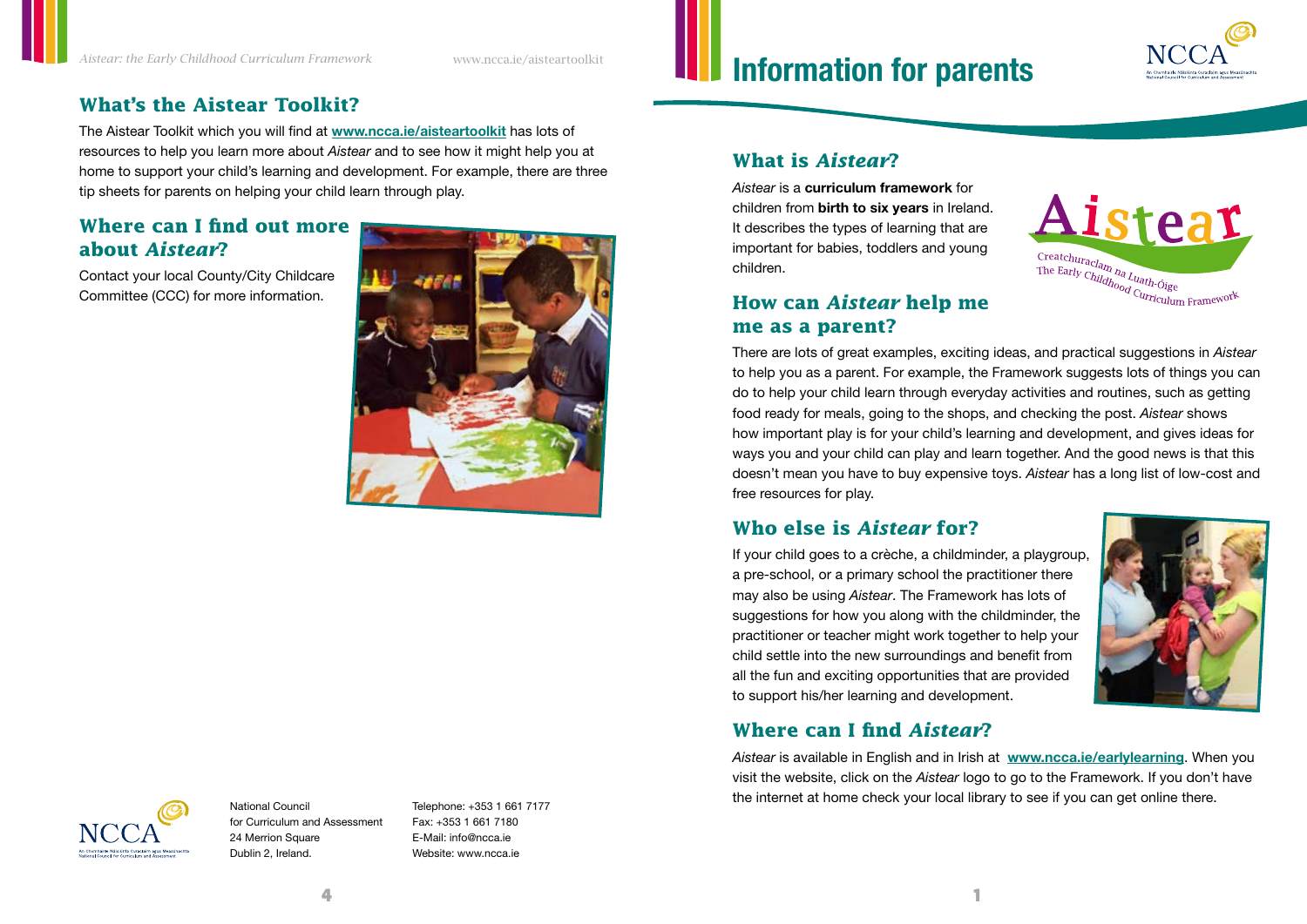# Information for parents

## What is *Aistear*?

*Aistear* is a **curriculum framework** for children from **birth to six years** in Ireland. It describes the types of learning that are important for babies, toddlers and young children.

## How can *Aistear* help me as a parent?

There are lots of great examples, exciting ideas, and practical suggestions in *Aistear* to help you as a parent. For example, the Framework suggests lots of things you can do to help your child learn through everyday activities and routines, such as getting food ready for meals, going to the shops, and checking the post. *Aistear* shows how important play is for your child's learning and development, and gives ideas for ways you and your child can play and learn together. And the good news is that this doesn't mean you have to buy expensive toys. *Aistear* has a long list of low-cost and free resources for play.

## Who else is *Aistear* for?

If your child goes to a crèche, a childminder, a playgroup, a pre-school, or a primary school the practitioner there may also be using *Aistear*. The Framework has lots of suggestions for how you along with the childminder, the practitioner or teacher might work together to help your child settle into the new surroundings and benefit from all the fun and exciting opportunities that are provided to support his/her learning and development.

## Where can I find *Aistear*?

*Aistear* is available in English and in Irish at **www.ncca.ie/earlylearning**. When you visit the website, click on the *Aistear* logo to go to the Framework. If you don't have the internet at home check your local library to see if you can get online there.

## What's the Aistear Toolkit?

The Aistear Toolkit which you will find at **www.ncca.ie/aisteartoolkit** has lots of resources to help you learn more about *Aistear* and to see how it might help you at home to support your child's learning and development. For example, there are three tip sheets for parents on helping your child learn through play.

## Where can I find out more about *Aistear*?

Contact your local County/City Childcare Committee (CCC) for more information.

National Council
for Curriculum and Assessment
24 Merrion Square
Dublin 2, Ireland.

Telephone: +353 1 661 7177
Fax: +353 1 661 7180
E-Mail: info@ncca.ie
Website: www.ncca.ie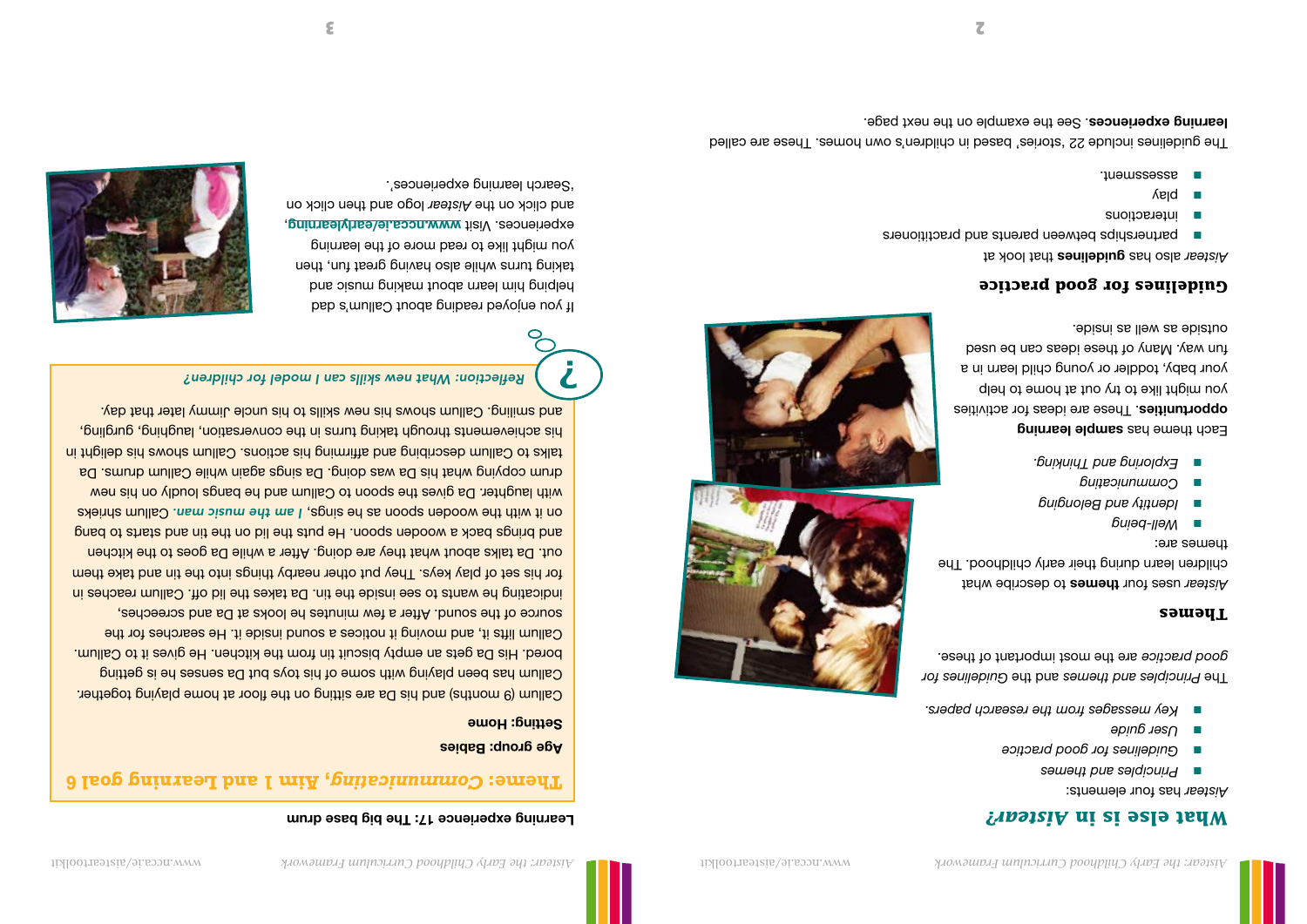# What else is in *Aistear*?

*Aistear* has four elements:

- *Principles and themes*
- *Guidelines for good practice*
- *User guide*
- *Key messages from the research papers.*

The *Principles and themes* and the *Guidelines for good practice* are the most important of these.

## Themes

*Aistear* uses four **themes** to describe what children learn during their early childhood. The themes are:

- *Well-being*
- *Identity and Belonging*
- *Communicating*
- *Exploring and Thinking.*

Each theme has **sample learning opportunities**. These are ideas for activities you might like to try out at home to help your baby, toddler or young child learn in a fun way. Many of these ideas can be used outside as well as inside.

## Guidelines for good practice

*Aistear* also has **guidelines** that look at

- partnerships between parents and practitioners
- interactions
- play
- assessment.

The guidelines include 22 'stories' based in children's own homes. These are called **learning experiences**. See the example on the next page.

**Learning experience 17: The big base drum**

## Theme: *Communicating*, Aim 1 and Learning goal 6

**Age group: Babies**

**Setting: Home**

Callum (9 months) and his Da are sitting on the floor at home playing together. Callum has been playing with some of his toys but Da senses he is getting bored. His Da gets an empty biscuit tin from the kitchen. He gives it to Callum. Callum lifts it, and moving it notices a sound inside it. He searches for the source of the sound. After a few minutes he looks at Da and screeches, indicating he wants to see inside the tin. Da takes the lid off. Callum reaches in for his set of play keys. They put other nearby things into the tin and take them out. Da talks about what they are doing. After a while Da goes to the kitchen and brings back a wooden spoon. He puts the lid on the tin and starts to bang on it with the wooden spoon as he sings, *I am the music man*. Callum shrieks with laughter. Da gives the spoon to Callum and he bangs loudly on his new drum copying what his Da was doing. Da sings again while Callum drums. Da talks to Callum describing and affirming his actions. Callum shows his delight in his achievements through taking turns in the conversation, laughing, gurgling, and smiling. Callum shows his new skills to his uncle Jimmy later that day.

*Reflection: What new skills can I model for children?*

If you enjoyed reading about Callum's dad helping him learn about making music and taking turns while also having great fun, then you might like to read more of the learning experiences. Visit **www.ncca.ie/earlylearning**, and click on the *Aistear* logo and then click on 'Search learning experiences'.